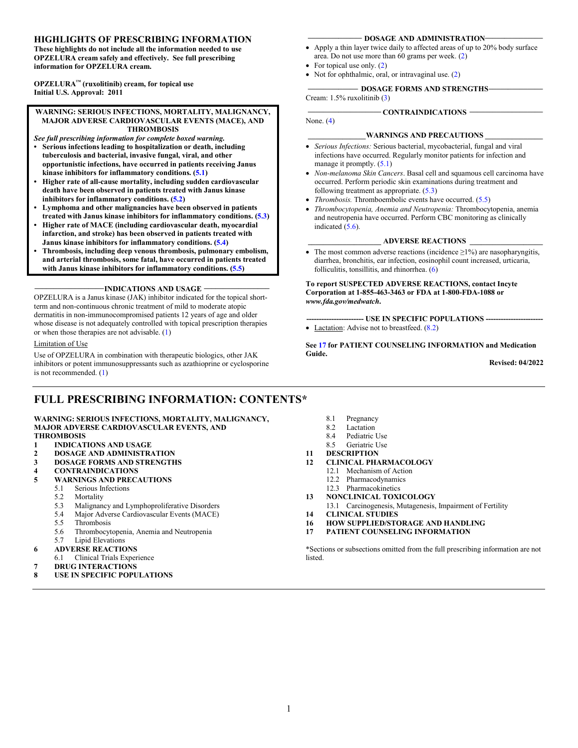## HIGHLIGHTS OF PRESCRIBING INFORMATION

**These highlights do not include all the information needed to use OPZELURA cream safely and effectively. See full prescribing information for OPZELURA cream.**

**OPZELURA™ (ruxolitinib) cream, for topical use**
**Initial U.S. Approval: 2011**

> **WARNING: SERIOUS INFECTIONS, MORTALITY, MALIGNANCY, MAJOR ADVERSE CARDIOVASCULAR EVENTS (MACE), AND THROMBOSIS**
>
> ***See full prescribing information for complete boxed warning.***
>
> - **Serious infections leading to hospitalization or death, including tuberculosis and bacterial, invasive fungal, viral, and other opportunistic infections, have occurred in patients receiving Janus kinase inhibitors for inflammatory conditions. (5.1)**
> - **Higher rate of all-cause mortality, including sudden cardiovascular death have been observed in patients treated with Janus kinase inhibitors for inflammatory conditions. (5.2)**
> - **Lymphoma and other malignancies have been observed in patients treated with Janus kinase inhibitors for inflammatory conditions. (5.3)**
> - **Higher rate of MACE (including cardiovascular death, myocardial infarction, and stroke) has been observed in patients treated with Janus kinase inhibitors for inflammatory conditions. (5.4)**
> - **Thrombosis, including deep venous thrombosis, pulmonary embolism, and arterial thrombosis, some fatal, have occurred in patients treated with Janus kinase inhibitors for inflammatory conditions. (5.5)**

### INDICATIONS AND USAGE

OPZELURA is a Janus kinase (JAK) inhibitor indicated for the topical short-term and non-continuous chronic treatment of mild to moderate atopic dermatitis in non-immunocompromised patients 12 years of age and older whose disease is not adequately controlled with topical prescription therapies or when those therapies are not advisable. (1)

Limitation of Use

Use of OPZELURA in combination with therapeutic biologics, other JAK inhibitors or potent immunosuppressants such as azathioprine or cyclosporine is not recommended. (1)

### DOSAGE AND ADMINISTRATION

- Apply a thin layer twice daily to affected areas of up to 20% body surface area. Do not use more than 60 grams per week. (2)
- For topical use only. (2)
- Not for ophthalmic, oral, or intravaginal use. (2)

### DOSAGE FORMS AND STRENGTHS

Cream: 1.5% ruxolitinib (3)

### CONTRAINDICATIONS

None. (4)

### WARNINGS AND PRECAUTIONS

- *Serious Infections:* Serious bacterial, mycobacterial, fungal and viral infections have occurred. Regularly monitor patients for infection and manage it promptly. (5.1)
- *Non-melanoma Skin Cancers*. Basal cell and squamous cell carcinoma have occurred. Perform periodic skin examinations during treatment and following treatment as appropriate. (5.3)
- *Thrombosis.* Thromboembolic events have occurred. (5.5)
- *Thrombocytopenia, Anemia and Neutropenia:* Thrombocytopenia, anemia and neutropenia have occurred. Perform CBC monitoring as clinically indicated (5.6).

### ADVERSE REACTIONS

- The most common adverse reactions (incidence ≥1%) are nasopharyngitis, diarrhea, bronchitis, ear infection, eosinophil count increased, urticaria, folliculitis, tonsillitis, and rhinorrhea. (6)

**To report SUSPECTED ADVERSE REACTIONS, contact Incyte Corporation at 1-855-463-3463 or FDA at 1-800-FDA-1088 or *www.fda.gov/medwatch*.**

### USE IN SPECIFIC POPULATIONS

- Lactation: Advise not to breastfeed. (8.2)

**See 17 for PATIENT COUNSELING INFORMATION and Medication Guide.**

**Revised: 04/2022**

---

## FULL PRESCRIBING INFORMATION: CONTENTS*

**WARNING: SERIOUS INFECTIONS, MORTALITY, MALIGNANCY, MAJOR ADVERSE CARDIOVASCULAR EVENTS, AND THROMBOSIS**

**1 INDICATIONS AND USAGE**
**2 DOSAGE AND ADMINISTRATION**
**3 DOSAGE FORMS AND STRENGTHS**
**4 CONTRAINDICATIONS**
**5 WARNINGS AND PRECAUTIONS**
- 5.1 Serious Infections
- 5.2 Mortality
- 5.3 Malignancy and Lymphoproliferative Disorders
- 5.4 Major Adverse Cardiovascular Events (MACE)
- 5.5 Thrombosis
- 5.6 Thrombocytopenia, Anemia and Neutropenia
- 5.7 Lipid Elevations

**6 ADVERSE REACTIONS**
- 6.1 Clinical Trials Experience

**7 DRUG INTERACTIONS**
**8 USE IN SPECIFIC POPULATIONS**
- 8.1 Pregnancy
- 8.2 Lactation
- 8.4 Pediatric Use
- 8.5 Geriatric Use

**11 DESCRIPTION**
**12 CLINICAL PHARMACOLOGY**
- 12.1 Mechanism of Action
- 12.2 Pharmacodynamics
- 12.3 Pharmacokinetics

**13 NONCLINICAL TOXICOLOGY**
- 13.1 Carcinogenesis, Mutagenesis, Impairment of Fertility

**14 CLINICAL STUDIES**
**16 HOW SUPPLIED/STORAGE AND HANDLING**
**17 PATIENT COUNSELING INFORMATION**

*Sections or subsections omitted from the full prescribing information are not listed.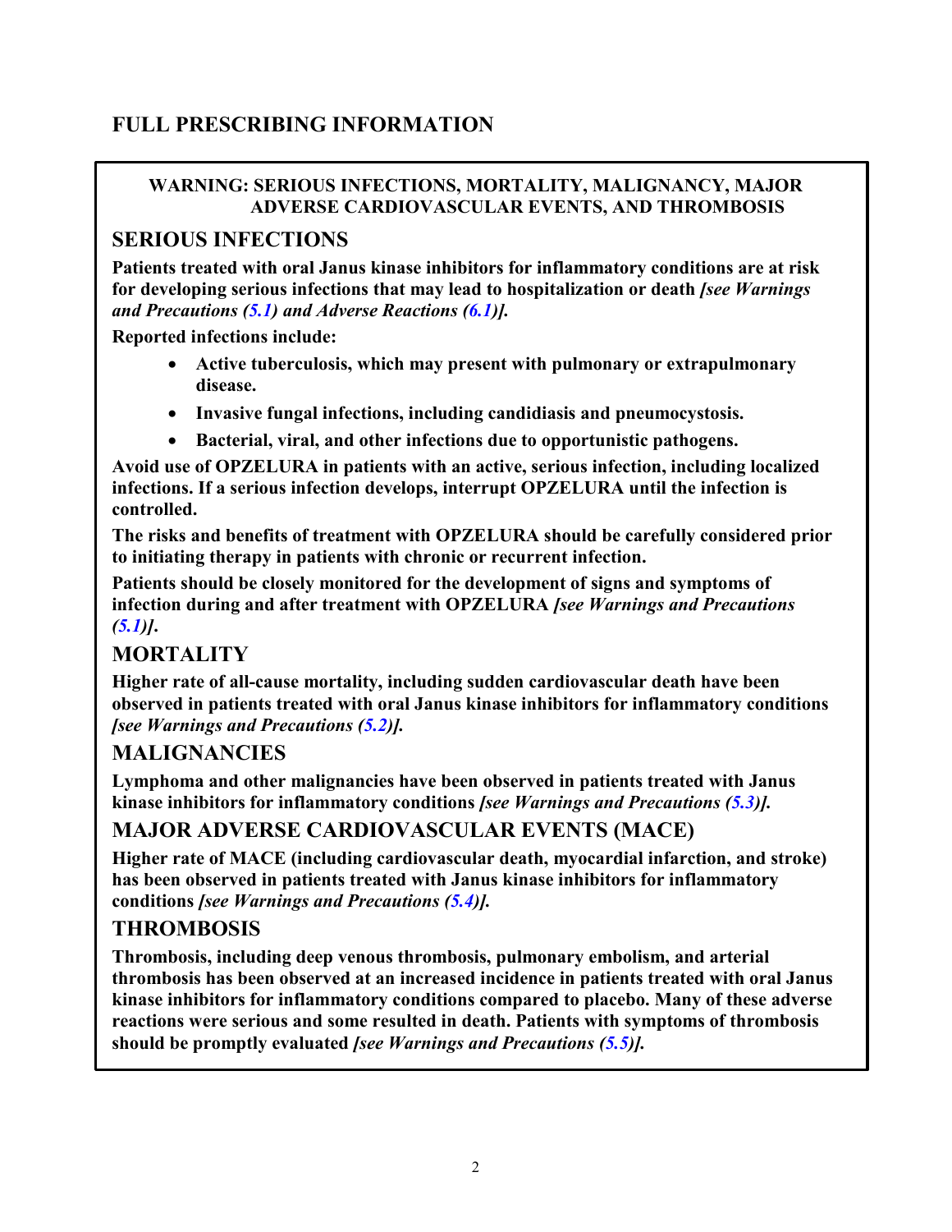# FULL PRESCRIBING INFORMATION

**WARNING: SERIOUS INFECTIONS, MORTALITY, MALIGNANCY, MAJOR ADVERSE CARDIOVASCULAR EVENTS, AND THROMBOSIS**

## SERIOUS INFECTIONS

**Patients treated with oral Janus kinase inhibitors for inflammatory conditions are at risk for developing serious infections that may lead to hospitalization or death *[see Warnings and Precautions (5.1) and Adverse Reactions (6.1)]*.**

**Reported infections include:**

- **Active tuberculosis, which may present with pulmonary or extrapulmonary disease.**
- **Invasive fungal infections, including candidiasis and pneumocystosis.**
- **Bacterial, viral, and other infections due to opportunistic pathogens.**

**Avoid use of OPZELURA in patients with an active, serious infection, including localized infections. If a serious infection develops, interrupt OPZELURA until the infection is controlled.**

**The risks and benefits of treatment with OPZELURA should be carefully considered prior to initiating therapy in patients with chronic or recurrent infection.**

**Patients should be closely monitored for the development of signs and symptoms of infection during and after treatment with OPZELURA *[see Warnings and Precautions (5.1)]*.**

## MORTALITY

**Higher rate of all-cause mortality, including sudden cardiovascular death have been observed in patients treated with oral Janus kinase inhibitors for inflammatory conditions *[see Warnings and Precautions (5.2)]*.**

## MALIGNANCIES

**Lymphoma and other malignancies have been observed in patients treated with Janus kinase inhibitors for inflammatory conditions *[see Warnings and Precautions (5.3)]*.**

## MAJOR ADVERSE CARDIOVASCULAR EVENTS (MACE)

**Higher rate of MACE (including cardiovascular death, myocardial infarction, and stroke) has been observed in patients treated with Janus kinase inhibitors for inflammatory conditions *[see Warnings and Precautions (5.4)]*.**

## THROMBOSIS

**Thrombosis, including deep venous thrombosis, pulmonary embolism, and arterial thrombosis has been observed at an increased incidence in patients treated with oral Janus kinase inhibitors for inflammatory conditions compared to placebo. Many of these adverse reactions were serious and some resulted in death. Patients with symptoms of thrombosis should be promptly evaluated *[see Warnings and Precautions (5.5)]*.**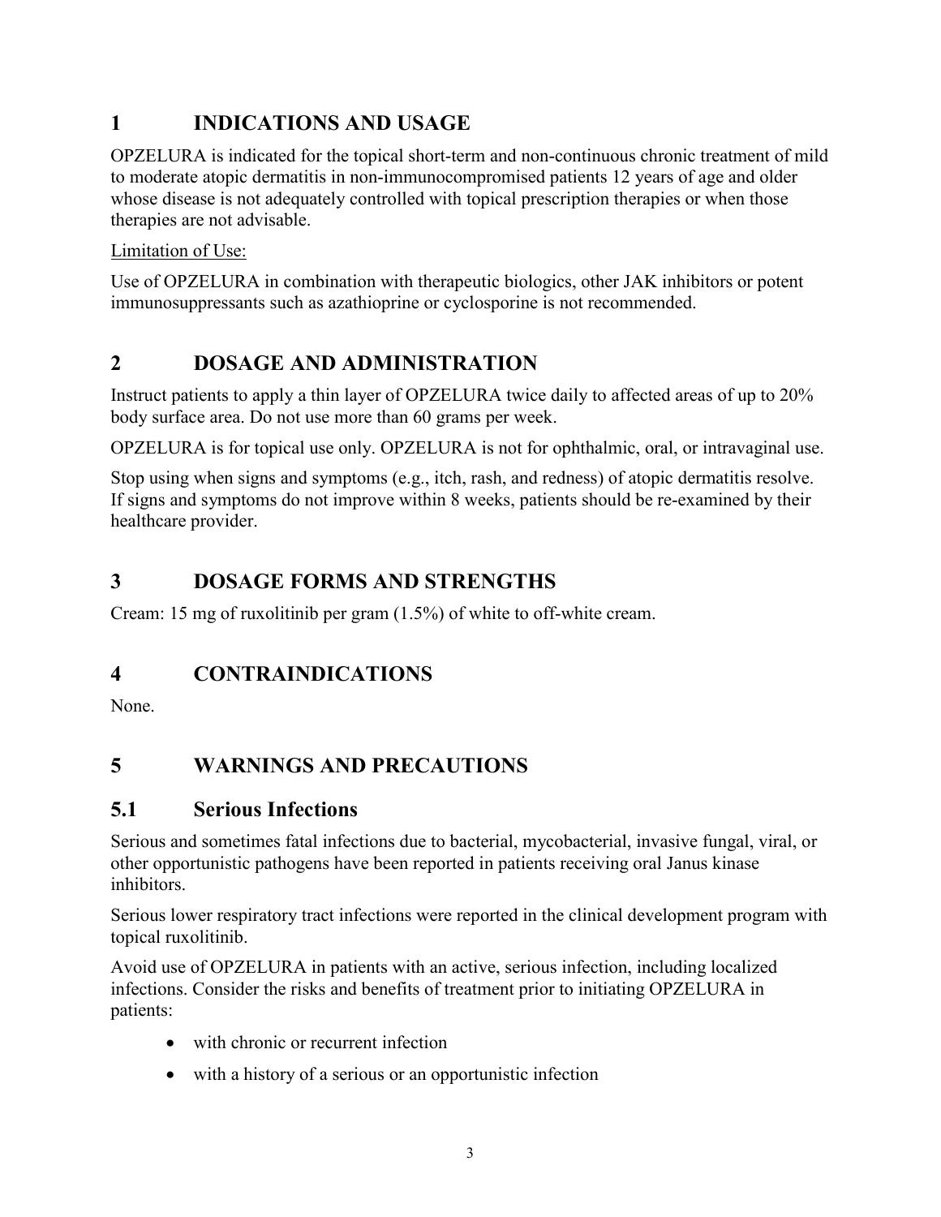# 1 INDICATIONS AND USAGE

OPZELURA is indicated for the topical short-term and non-continuous chronic treatment of mild to moderate atopic dermatitis in non-immunocompromised patients 12 years of age and older whose disease is not adequately controlled with topical prescription therapies or when those therapies are not advisable.

Limitation of Use:

Use of OPZELURA in combination with therapeutic biologics, other JAK inhibitors or potent immunosuppressants such as azathioprine or cyclosporine is not recommended.

# 2 DOSAGE AND ADMINISTRATION

Instruct patients to apply a thin layer of OPZELURA twice daily to affected areas of up to 20% body surface area. Do not use more than 60 grams per week.

OPZELURA is for topical use only. OPZELURA is not for ophthalmic, oral, or intravaginal use.

Stop using when signs and symptoms (e.g., itch, rash, and redness) of atopic dermatitis resolve. If signs and symptoms do not improve within 8 weeks, patients should be re-examined by their healthcare provider.

# 3 DOSAGE FORMS AND STRENGTHS

Cream: 15 mg of ruxolitinib per gram (1.5%) of white to off-white cream.

# 4 CONTRAINDICATIONS

None.

# 5 WARNINGS AND PRECAUTIONS

## 5.1 Serious Infections

Serious and sometimes fatal infections due to bacterial, mycobacterial, invasive fungal, viral, or other opportunistic pathogens have been reported in patients receiving oral Janus kinase inhibitors.

Serious lower respiratory tract infections were reported in the clinical development program with topical ruxolitinib.

Avoid use of OPZELURA in patients with an active, serious infection, including localized infections. Consider the risks and benefits of treatment prior to initiating OPZELURA in patients:

- with chronic or recurrent infection
- with a history of a serious or an opportunistic infection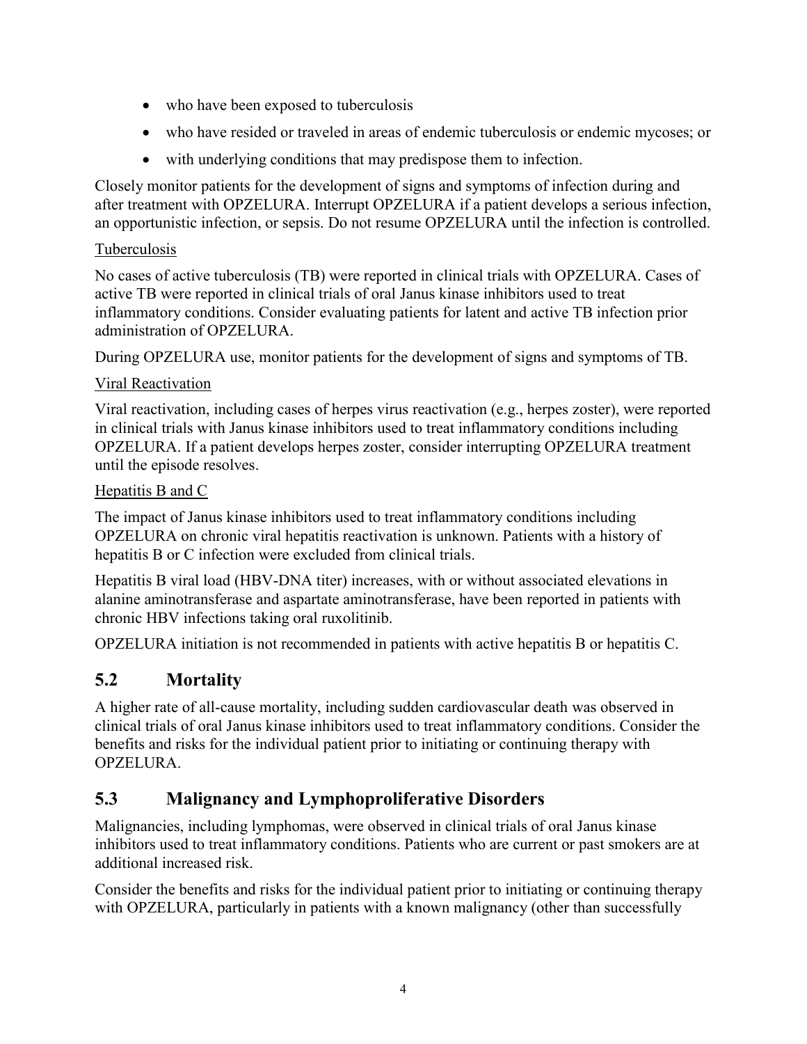- who have been exposed to tuberculosis
- who have resided or traveled in areas of endemic tuberculosis or endemic mycoses; or
- with underlying conditions that may predispose them to infection.

Closely monitor patients for the development of signs and symptoms of infection during and after treatment with OPZELURA. Interrupt OPZELURA if a patient develops a serious infection, an opportunistic infection, or sepsis. Do not resume OPZELURA until the infection is controlled.

Tuberculosis

No cases of active tuberculosis (TB) were reported in clinical trials with OPZELURA. Cases of active TB were reported in clinical trials of oral Janus kinase inhibitors used to treat inflammatory conditions. Consider evaluating patients for latent and active TB infection prior administration of OPZELURA.

During OPZELURA use, monitor patients for the development of signs and symptoms of TB.

Viral Reactivation

Viral reactivation, including cases of herpes virus reactivation (e.g., herpes zoster), were reported in clinical trials with Janus kinase inhibitors used to treat inflammatory conditions including OPZELURA. If a patient develops herpes zoster, consider interrupting OPZELURA treatment until the episode resolves.

Hepatitis B and C

The impact of Janus kinase inhibitors used to treat inflammatory conditions including OPZELURA on chronic viral hepatitis reactivation is unknown. Patients with a history of hepatitis B or C infection were excluded from clinical trials.

Hepatitis B viral load (HBV-DNA titer) increases, with or without associated elevations in alanine aminotransferase and aspartate aminotransferase, have been reported in patients with chronic HBV infections taking oral ruxolitinib.

OPZELURA initiation is not recommended in patients with active hepatitis B or hepatitis C.

## 5.2 Mortality

A higher rate of all-cause mortality, including sudden cardiovascular death was observed in clinical trials of oral Janus kinase inhibitors used to treat inflammatory conditions. Consider the benefits and risks for the individual patient prior to initiating or continuing therapy with OPZELURA.

## 5.3 Malignancy and Lymphoproliferative Disorders

Malignancies, including lymphomas, were observed in clinical trials of oral Janus kinase inhibitors used to treat inflammatory conditions. Patients who are current or past smokers are at additional increased risk.

Consider the benefits and risks for the individual patient prior to initiating or continuing therapy with OPZELURA, particularly in patients with a known malignancy (other than successfully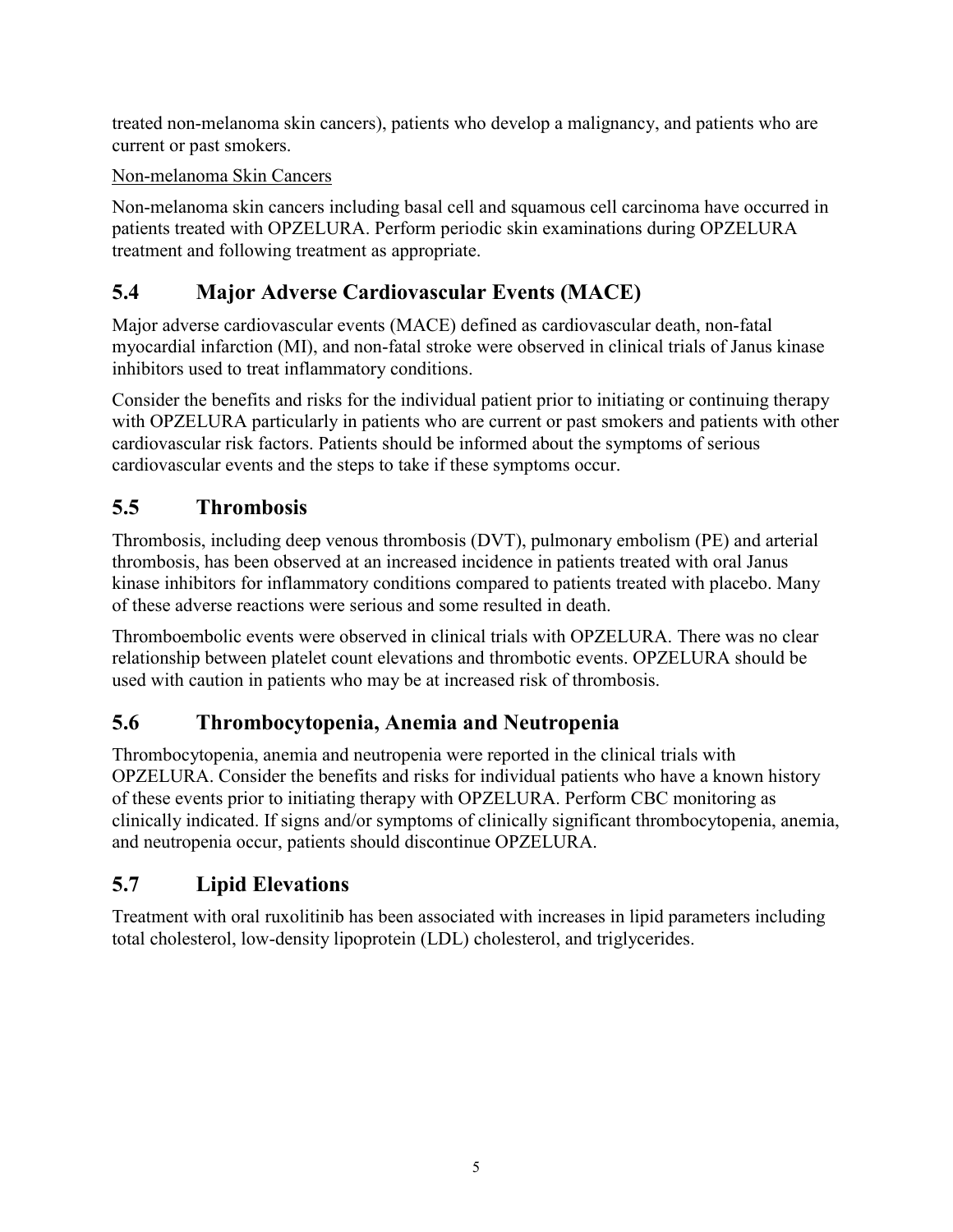treated non-melanoma skin cancers), patients who develop a malignancy, and patients who are current or past smokers.

Non-melanoma Skin Cancers

Non-melanoma skin cancers including basal cell and squamous cell carcinoma have occurred in patients treated with OPZELURA. Perform periodic skin examinations during OPZELURA treatment and following treatment as appropriate.

## 5.4 Major Adverse Cardiovascular Events (MACE)

Major adverse cardiovascular events (MACE) defined as cardiovascular death, non-fatal myocardial infarction (MI), and non-fatal stroke were observed in clinical trials of Janus kinase inhibitors used to treat inflammatory conditions.

Consider the benefits and risks for the individual patient prior to initiating or continuing therapy with OPZELURA particularly in patients who are current or past smokers and patients with other cardiovascular risk factors. Patients should be informed about the symptoms of serious cardiovascular events and the steps to take if these symptoms occur.

## 5.5 Thrombosis

Thrombosis, including deep venous thrombosis (DVT), pulmonary embolism (PE) and arterial thrombosis, has been observed at an increased incidence in patients treated with oral Janus kinase inhibitors for inflammatory conditions compared to patients treated with placebo. Many of these adverse reactions were serious and some resulted in death.

Thromboembolic events were observed in clinical trials with OPZELURA. There was no clear relationship between platelet count elevations and thrombotic events. OPZELURA should be used with caution in patients who may be at increased risk of thrombosis.

## 5.6 Thrombocytopenia, Anemia and Neutropenia

Thrombocytopenia, anemia and neutropenia were reported in the clinical trials with OPZELURA. Consider the benefits and risks for individual patients who have a known history of these events prior to initiating therapy with OPZELURA. Perform CBC monitoring as clinically indicated. If signs and/or symptoms of clinically significant thrombocytopenia, anemia, and neutropenia occur, patients should discontinue OPZELURA.

## 5.7 Lipid Elevations

Treatment with oral ruxolitinib has been associated with increases in lipid parameters including total cholesterol, low-density lipoprotein (LDL) cholesterol, and triglycerides.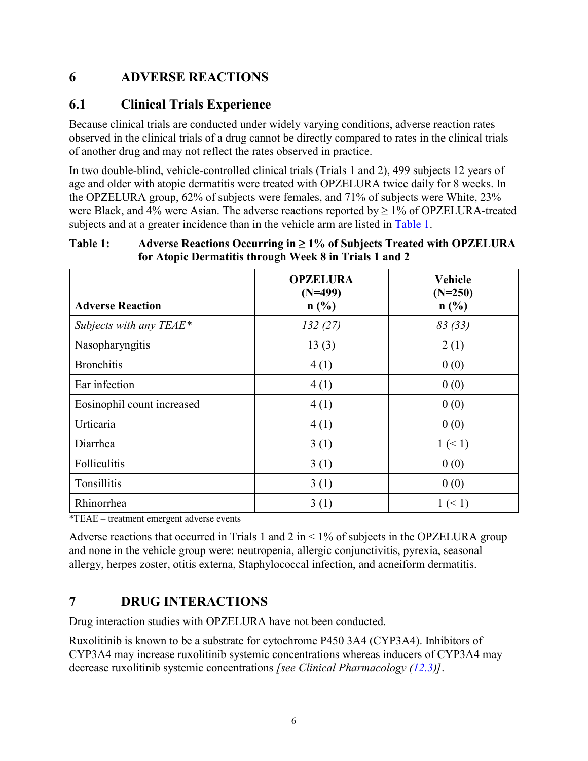# 6 ADVERSE REACTIONS

## 6.1 Clinical Trials Experience

Because clinical trials are conducted under widely varying conditions, adverse reaction rates observed in the clinical trials of a drug cannot be directly compared to rates in the clinical trials of another drug and may not reflect the rates observed in practice.

In two double-blind, vehicle-controlled clinical trials (Trials 1 and 2), 499 subjects 12 years of age and older with atopic dermatitis were treated with OPZELURA twice daily for 8 weeks. In the OPZELURA group, 62% of subjects were females, and 71% of subjects were White, 23% were Black, and 4% were Asian. The adverse reactions reported by ≥ 1% of OPZELURA-treated subjects and at a greater incidence than in the vehicle arm are listed in Table 1.

**Table 1: Adverse Reactions Occurring in ≥ 1% of Subjects Treated with OPZELURA for Atopic Dermatitis through Week 8 in Trials 1 and 2**

| Adverse Reaction | OPZELURA (N=499) n (%) | Vehicle (N=250) n (%) |
|---|---|---|
| *Subjects with any TEAE** | *132 (27)* | *83 (33)* |
| Nasopharyngitis | 13 (3) | 2 (1) |
| Bronchitis | 4 (1) | 0 (0) |
| Ear infection | 4 (1) | 0 (0) |
| Eosinophil count increased | 4 (1) | 0 (0) |
| Urticaria | 4 (1) | 0 (0) |
| Diarrhea | 3 (1) | 1 (< 1) |
| Folliculitis | 3 (1) | 0 (0) |
| Tonsillitis | 3 (1) | 0 (0) |
| Rhinorrhea | 3 (1) | 1 (< 1) |

*TEAE – treatment emergent adverse events

Adverse reactions that occurred in Trials 1 and 2 in < 1% of subjects in the OPZELURA group and none in the vehicle group were: neutropenia, allergic conjunctivitis, pyrexia, seasonal allergy, herpes zoster, otitis externa, Staphylococcal infection, and acneiform dermatitis.

# 7 DRUG INTERACTIONS

Drug interaction studies with OPZELURA have not been conducted.

Ruxolitinib is known to be a substrate for cytochrome P450 3A4 (CYP3A4). Inhibitors of CYP3A4 may increase ruxolitinib systemic concentrations whereas inducers of CYP3A4 may decrease ruxolitinib systemic concentrations *[see Clinical Pharmacology (12.3)]*.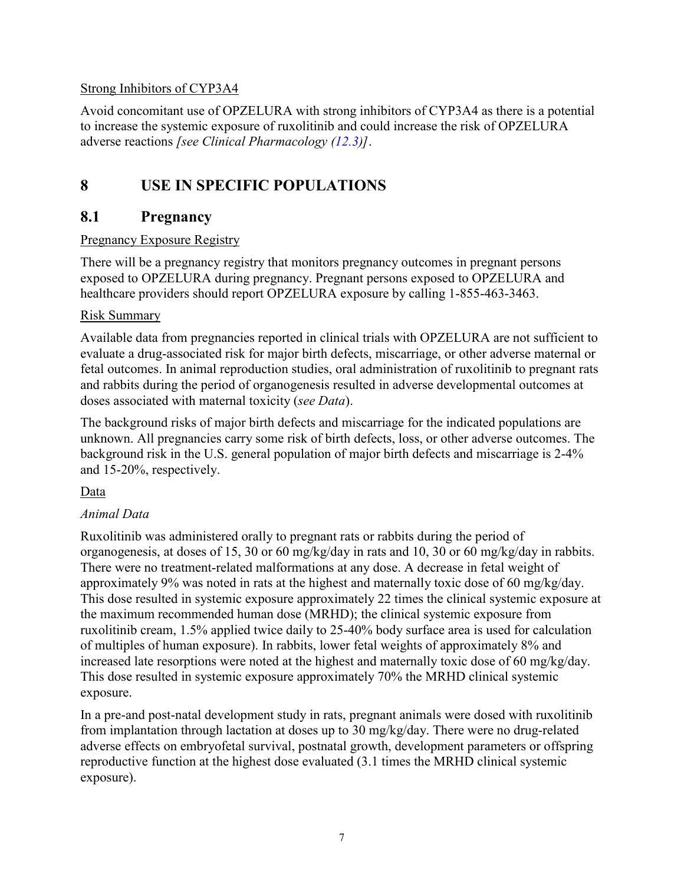Strong Inhibitors of CYP3A4

Avoid concomitant use of OPZELURA with strong inhibitors of CYP3A4 as there is a potential to increase the systemic exposure of ruxolitinib and could increase the risk of OPZELURA adverse reactions *[see Clinical Pharmacology (12.3)]*.

# 8 USE IN SPECIFIC POPULATIONS

## 8.1 Pregnancy

Pregnancy Exposure Registry

There will be a pregnancy registry that monitors pregnancy outcomes in pregnant persons exposed to OPZELURA during pregnancy. Pregnant persons exposed to OPZELURA and healthcare providers should report OPZELURA exposure by calling 1-855-463-3463.

Risk Summary

Available data from pregnancies reported in clinical trials with OPZELURA are not sufficient to evaluate a drug-associated risk for major birth defects, miscarriage, or other adverse maternal or fetal outcomes. In animal reproduction studies, oral administration of ruxolitinib to pregnant rats and rabbits during the period of organogenesis resulted in adverse developmental outcomes at doses associated with maternal toxicity (*see Data*).

The background risks of major birth defects and miscarriage for the indicated populations are unknown. All pregnancies carry some risk of birth defects, loss, or other adverse outcomes. The background risk in the U.S. general population of major birth defects and miscarriage is 2-4% and 15-20%, respectively.

Data

*Animal Data*

Ruxolitinib was administered orally to pregnant rats or rabbits during the period of organogenesis, at doses of 15, 30 or 60 mg/kg/day in rats and 10, 30 or 60 mg/kg/day in rabbits. There were no treatment-related malformations at any dose. A decrease in fetal weight of approximately 9% was noted in rats at the highest and maternally toxic dose of 60 mg/kg/day. This dose resulted in systemic exposure approximately 22 times the clinical systemic exposure at the maximum recommended human dose (MRHD); the clinical systemic exposure from ruxolitinib cream, 1.5% applied twice daily to 25-40% body surface area is used for calculation of multiples of human exposure). In rabbits, lower fetal weights of approximately 8% and increased late resorptions were noted at the highest and maternally toxic dose of 60 mg/kg/day. This dose resulted in systemic exposure approximately 70% the MRHD clinical systemic exposure.

In a pre-and post-natal development study in rats, pregnant animals were dosed with ruxolitinib from implantation through lactation at doses up to 30 mg/kg/day. There were no drug-related adverse effects on embryofetal survival, postnatal growth, development parameters or offspring reproductive function at the highest dose evaluated (3.1 times the MRHD clinical systemic exposure).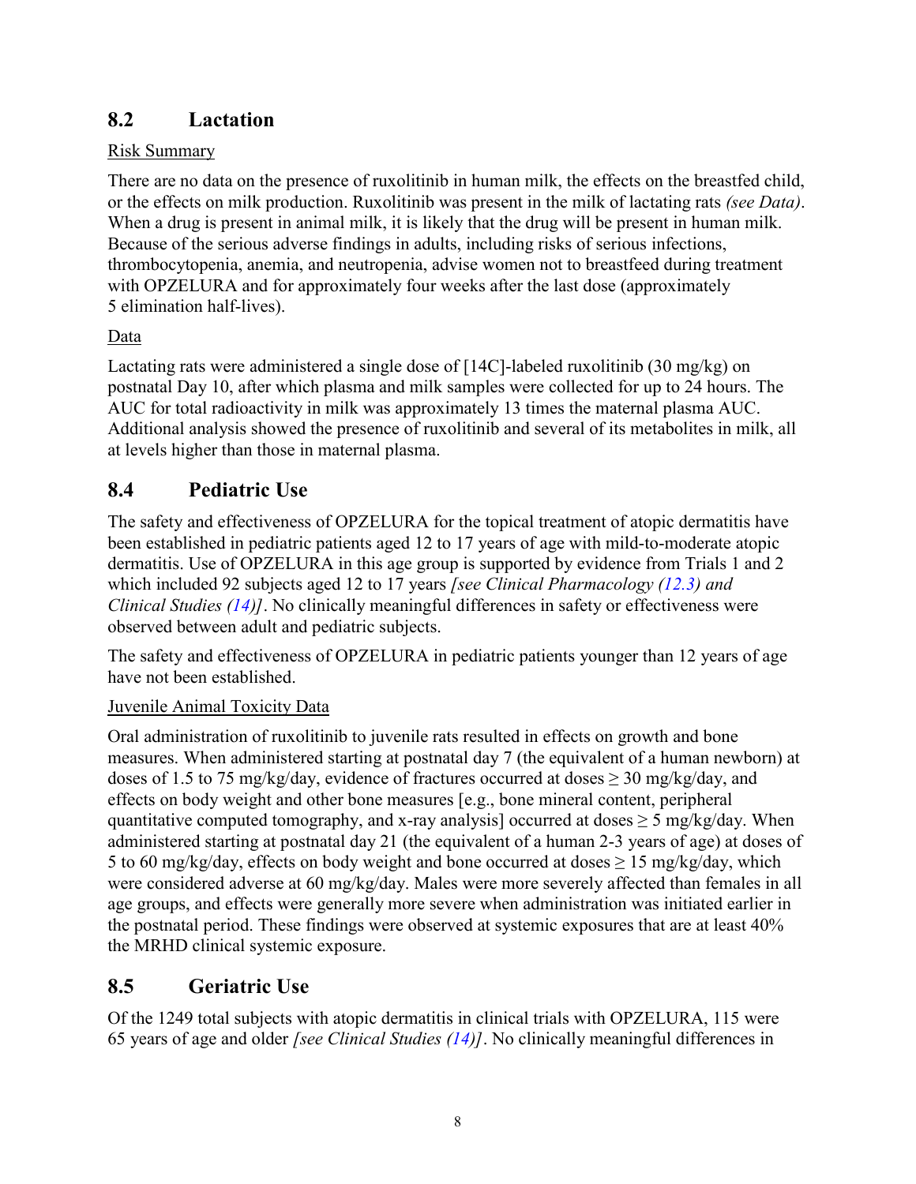## 8.2 Lactation

Risk Summary

There are no data on the presence of ruxolitinib in human milk, the effects on the breastfed child, or the effects on milk production. Ruxolitinib was present in the milk of lactating rats *(see Data)*. When a drug is present in animal milk, it is likely that the drug will be present in human milk. Because of the serious adverse findings in adults, including risks of serious infections, thrombocytopenia, anemia, and neutropenia, advise women not to breastfeed during treatment with OPZELURA and for approximately four weeks after the last dose (approximately 5 elimination half-lives).

Data

Lactating rats were administered a single dose of [14C]-labeled ruxolitinib (30 mg/kg) on postnatal Day 10, after which plasma and milk samples were collected for up to 24 hours. The AUC for total radioactivity in milk was approximately 13 times the maternal plasma AUC. Additional analysis showed the presence of ruxolitinib and several of its metabolites in milk, all at levels higher than those in maternal plasma.

## 8.4 Pediatric Use

The safety and effectiveness of OPZELURA for the topical treatment of atopic dermatitis have been established in pediatric patients aged 12 to 17 years of age with mild-to-moderate atopic dermatitis. Use of OPZELURA in this age group is supported by evidence from Trials 1 and 2 which included 92 subjects aged 12 to 17 years *[see Clinical Pharmacology (12.3) and Clinical Studies (14)]*. No clinically meaningful differences in safety or effectiveness were observed between adult and pediatric subjects.

The safety and effectiveness of OPZELURA in pediatric patients younger than 12 years of age have not been established.

Juvenile Animal Toxicity Data

Oral administration of ruxolitinib to juvenile rats resulted in effects on growth and bone measures. When administered starting at postnatal day 7 (the equivalent of a human newborn) at doses of 1.5 to 75 mg/kg/day, evidence of fractures occurred at doses ≥ 30 mg/kg/day, and effects on body weight and other bone measures [e.g., bone mineral content, peripheral quantitative computed tomography, and x-ray analysis] occurred at doses ≥ 5 mg/kg/day. When administered starting at postnatal day 21 (the equivalent of a human 2-3 years of age) at doses of 5 to 60 mg/kg/day, effects on body weight and bone occurred at doses ≥ 15 mg/kg/day, which were considered adverse at 60 mg/kg/day. Males were more severely affected than females in all age groups, and effects were generally more severe when administration was initiated earlier in the postnatal period. These findings were observed at systemic exposures that are at least 40% the MRHD clinical systemic exposure.

## 8.5 Geriatric Use

Of the 1249 total subjects with atopic dermatitis in clinical trials with OPZELURA, 115 were 65 years of age and older *[see Clinical Studies (14)]*. No clinically meaningful differences in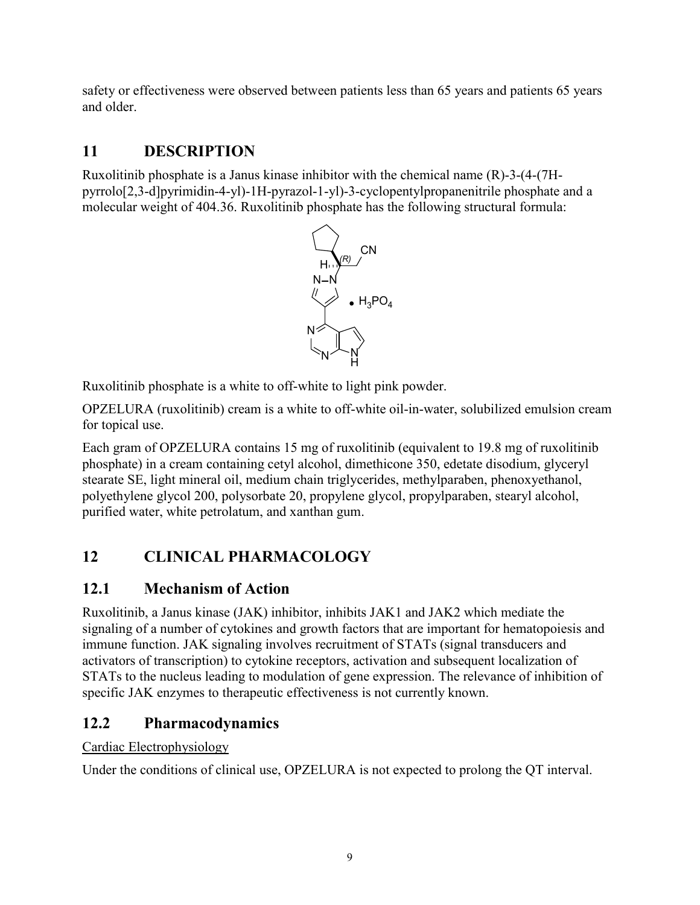safety or effectiveness were observed between patients less than 65 years and patients 65 years and older.

# 11 DESCRIPTION

Ruxolitinib phosphate is a Janus kinase inhibitor with the chemical name (R)-3-(4-(7H-pyrrolo[2,3-d]pyrimidin-4-yl)-1H-pyrazol-1-yl)-3-cyclopentylpropanenitrile phosphate and a molecular weight of 404.36. Ruxolitinib phosphate has the following structural formula:

Ruxolitinib phosphate is a white to off-white to light pink powder.

OPZELURA (ruxolitinib) cream is a white to off-white oil-in-water, solubilized emulsion cream for topical use.

Each gram of OPZELURA contains 15 mg of ruxolitinib (equivalent to 19.8 mg of ruxolitinib phosphate) in a cream containing cetyl alcohol, dimethicone 350, edetate disodium, glyceryl stearate SE, light mineral oil, medium chain triglycerides, methylparaben, phenoxyethanol, polyethylene glycol 200, polysorbate 20, propylene glycol, propylparaben, stearyl alcohol, purified water, white petrolatum, and xanthan gum.

# 12 CLINICAL PHARMACOLOGY

## 12.1 Mechanism of Action

Ruxolitinib, a Janus kinase (JAK) inhibitor, inhibits JAK1 and JAK2 which mediate the signaling of a number of cytokines and growth factors that are important for hematopoiesis and immune function. JAK signaling involves recruitment of STATs (signal transducers and activators of transcription) to cytokine receptors, activation and subsequent localization of STATs to the nucleus leading to modulation of gene expression. The relevance of inhibition of specific JAK enzymes to therapeutic effectiveness is not currently known.

## 12.2 Pharmacodynamics

Cardiac Electrophysiology

Under the conditions of clinical use, OPZELURA is not expected to prolong the QT interval.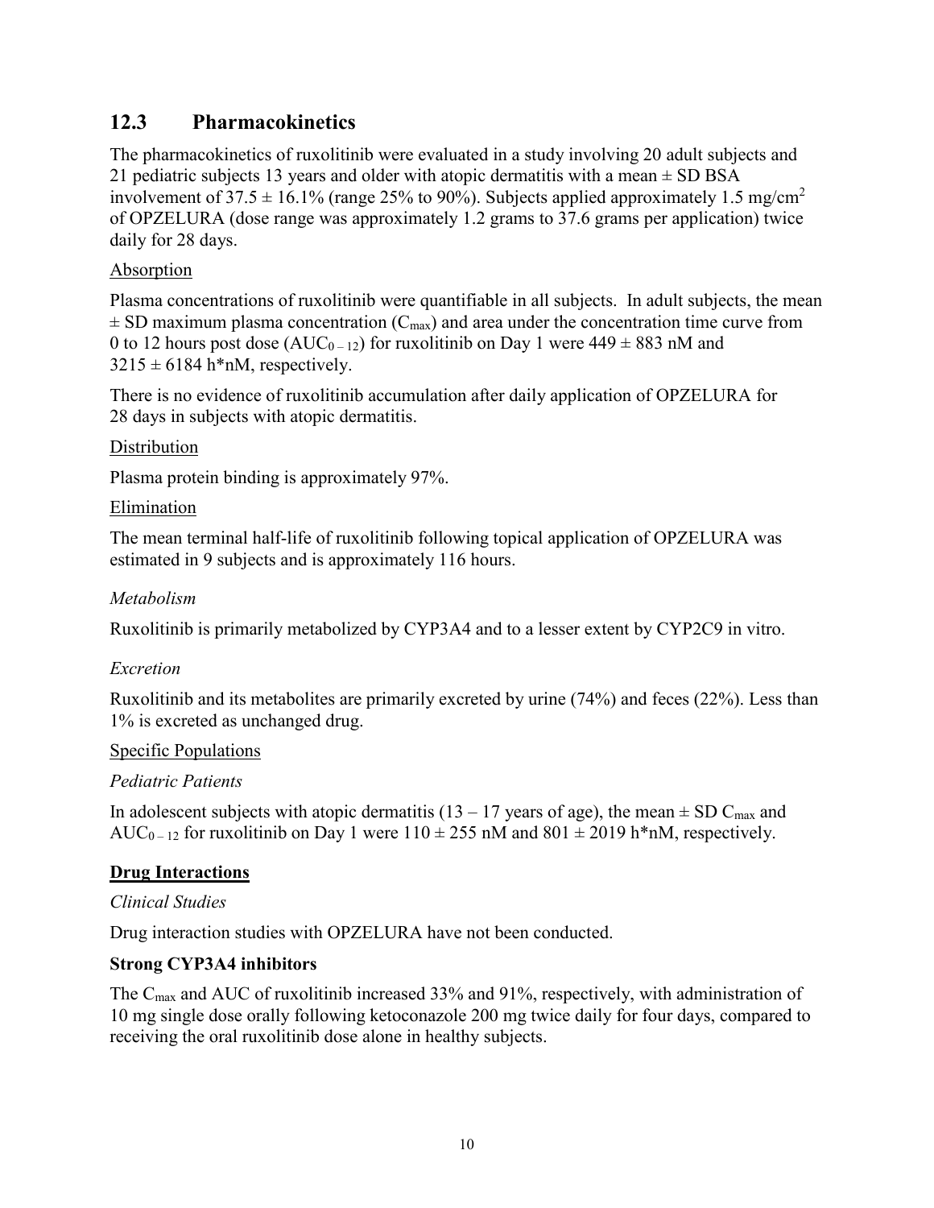## 12.3 Pharmacokinetics

The pharmacokinetics of ruxolitinib were evaluated in a study involving 20 adult subjects and 21 pediatric subjects 13 years and older with atopic dermatitis with a mean ± SD BSA involvement of 37.5 ± 16.1% (range 25% to 90%). Subjects applied approximately 1.5 mg/cm$^2$ of OPZELURA (dose range was approximately 1.2 grams to 37.6 grams per application) twice daily for 28 days.

Absorption

Plasma concentrations of ruxolitinib were quantifiable in all subjects. In adult subjects, the mean ± SD maximum plasma concentration ($C_{max}$) and area under the concentration time curve from 0 to 12 hours post dose ($AUC_{0-12}$) for ruxolitinib on Day 1 were 449 ± 883 nM and 3215 ± 6184 h*nM, respectively.

There is no evidence of ruxolitinib accumulation after daily application of OPZELURA for 28 days in subjects with atopic dermatitis.

Distribution

Plasma protein binding is approximately 97%.

Elimination

The mean terminal half-life of ruxolitinib following topical application of OPZELURA was estimated in 9 subjects and is approximately 116 hours.

*Metabolism*

Ruxolitinib is primarily metabolized by CYP3A4 and to a lesser extent by CYP2C9 in vitro.

*Excretion*

Ruxolitinib and its metabolites are primarily excreted by urine (74%) and feces (22%). Less than 1% is excreted as unchanged drug.

Specific Populations

*Pediatric Patients*

In adolescent subjects with atopic dermatitis (13 – 17 years of age), the mean ± SD $C_{max}$ and $AUC_{0-12}$ for ruxolitinib on Day 1 were 110 ± 255 nM and 801 ± 2019 h*nM, respectively.

**Drug Interactions**

*Clinical Studies*

Drug interaction studies with OPZELURA have not been conducted.

**Strong CYP3A4 inhibitors**

The $C_{max}$ and AUC of ruxolitinib increased 33% and 91%, respectively, with administration of 10 mg single dose orally following ketoconazole 200 mg twice daily for four days, compared to receiving the oral ruxolitinib dose alone in healthy subjects.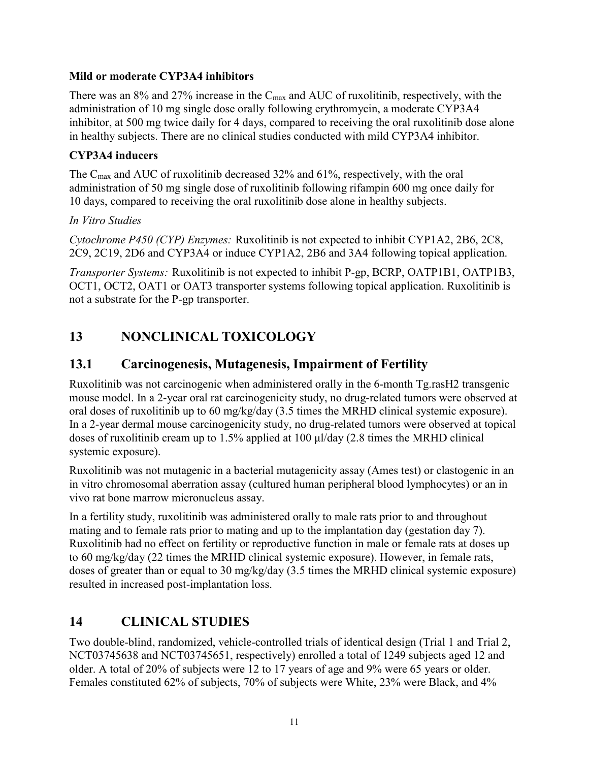**Mild or moderate CYP3A4 inhibitors**

There was an 8% and 27% increase in the $C_{max}$ and AUC of ruxolitinib, respectively, with the administration of 10 mg single dose orally following erythromycin, a moderate CYP3A4 inhibitor, at 500 mg twice daily for 4 days, compared to receiving the oral ruxolitinib dose alone in healthy subjects. There are no clinical studies conducted with mild CYP3A4 inhibitor.

**CYP3A4 inducers**

The $C_{max}$ and AUC of ruxolitinib decreased 32% and 61%, respectively, with the oral administration of 50 mg single dose of ruxolitinib following rifampin 600 mg once daily for 10 days, compared to receiving the oral ruxolitinib dose alone in healthy subjects.

*In Vitro Studies*

*Cytochrome P450 (CYP) Enzymes:* Ruxolitinib is not expected to inhibit CYP1A2, 2B6, 2C8, 2C9, 2C19, 2D6 and CYP3A4 or induce CYP1A2, 2B6 and 3A4 following topical application.

*Transporter Systems:* Ruxolitinib is not expected to inhibit P-gp, BCRP, OATP1B1, OATP1B3, OCT1, OCT2, OAT1 or OAT3 transporter systems following topical application. Ruxolitinib is not a substrate for the P-gp transporter.

# 13 NONCLINICAL TOXICOLOGY

## 13.1 Carcinogenesis, Mutagenesis, Impairment of Fertility

Ruxolitinib was not carcinogenic when administered orally in the 6-month Tg.rasH2 transgenic mouse model. In a 2-year oral rat carcinogenicity study, no drug-related tumors were observed at oral doses of ruxolitinib up to 60 mg/kg/day (3.5 times the MRHD clinical systemic exposure). In a 2-year dermal mouse carcinogenicity study, no drug-related tumors were observed at topical doses of ruxolitinib cream up to 1.5% applied at 100 µl/day (2.8 times the MRHD clinical systemic exposure).

Ruxolitinib was not mutagenic in a bacterial mutagenicity assay (Ames test) or clastogenic in an in vitro chromosomal aberration assay (cultured human peripheral blood lymphocytes) or an in vivo rat bone marrow micronucleus assay.

In a fertility study, ruxolitinib was administered orally to male rats prior to and throughout mating and to female rats prior to mating and up to the implantation day (gestation day 7). Ruxolitinib had no effect on fertility or reproductive function in male or female rats at doses up to 60 mg/kg/day (22 times the MRHD clinical systemic exposure). However, in female rats, doses of greater than or equal to 30 mg/kg/day (3.5 times the MRHD clinical systemic exposure) resulted in increased post-implantation loss.

# 14 CLINICAL STUDIES

Two double-blind, randomized, vehicle-controlled trials of identical design (Trial 1 and Trial 2, NCT03745638 and NCT03745651, respectively) enrolled a total of 1249 subjects aged 12 and older. A total of 20% of subjects were 12 to 17 years of age and 9% were 65 years or older. Females constituted 62% of subjects, 70% of subjects were White, 23% were Black, and 4%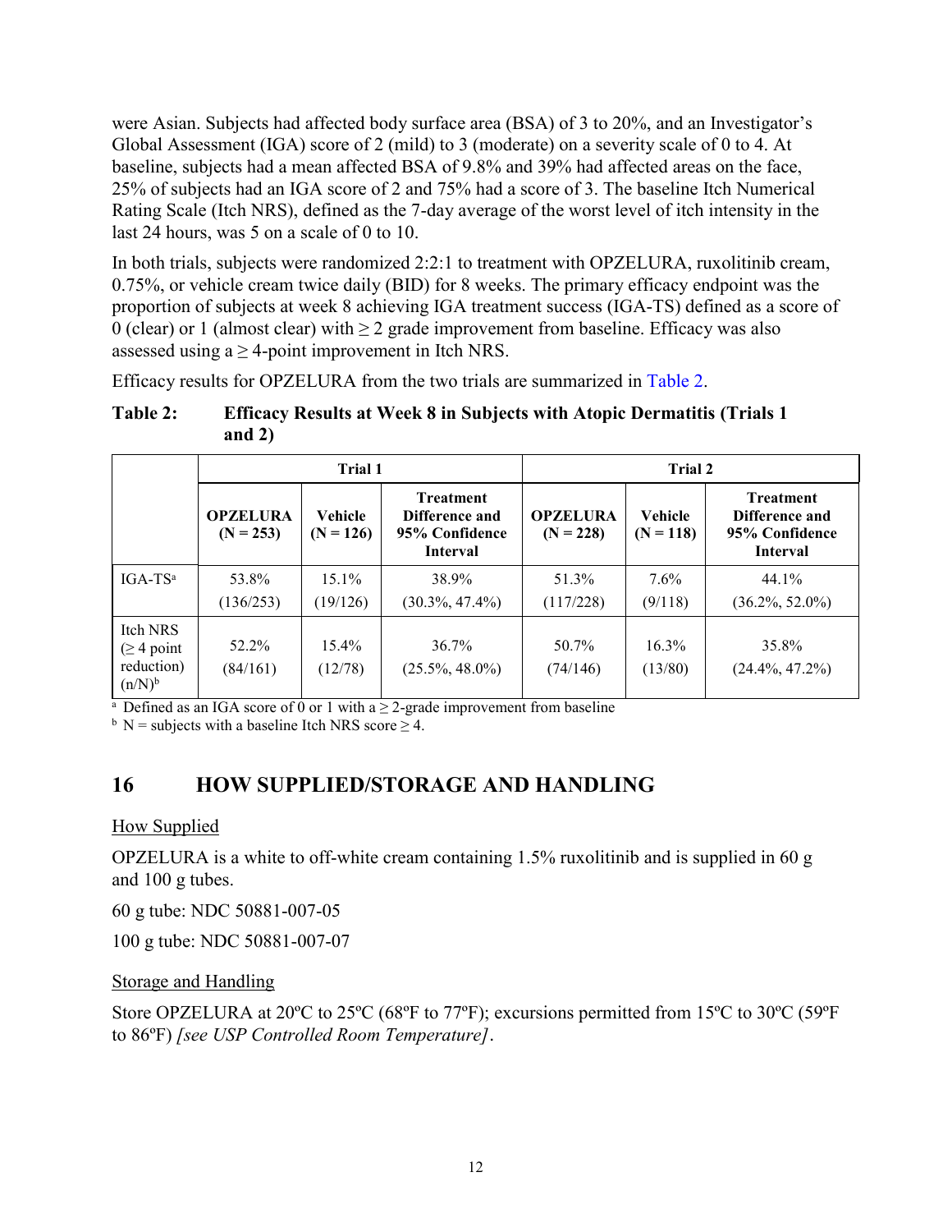were Asian. Subjects had affected body surface area (BSA) of 3 to 20%, and an Investigator's Global Assessment (IGA) score of 2 (mild) to 3 (moderate) on a severity scale of 0 to 4. At baseline, subjects had a mean affected BSA of 9.8% and 39% had affected areas on the face, 25% of subjects had an IGA score of 2 and 75% had a score of 3. The baseline Itch Numerical Rating Scale (Itch NRS), defined as the 7-day average of the worst level of itch intensity in the last 24 hours, was 5 on a scale of 0 to 10.

In both trials, subjects were randomized 2:2:1 to treatment with OPZELURA, ruxolitinib cream, 0.75%, or vehicle cream twice daily (BID) for 8 weeks. The primary efficacy endpoint was the proportion of subjects at week 8 achieving IGA treatment success (IGA-TS) defined as a score of 0 (clear) or 1 (almost clear) with ≥ 2 grade improvement from baseline. Efficacy was also assessed using a ≥ 4-point improvement in Itch NRS.

Efficacy results for OPZELURA from the two trials are summarized in Table 2.

**Table 2: Efficacy Results at Week 8 in Subjects with Atopic Dermatitis (Trials 1 and 2)**

| | Trial 1 | | | Trial 2 | | |
|---|---|---|---|---|---|---|
| | **OPZELURA (N = 253)** | **Vehicle (N = 126)** | **Treatment Difference and 95% Confidence Interval** | **OPZELURA (N = 228)** | **Vehicle (N = 118)** | **Treatment Difference and 95% Confidence Interval** |
| IGA-TS[a] | 53.8% (136/253) | 15.1% (19/126) | 38.9% (30.3%, 47.4%) | 51.3% (117/228) | 7.6% (9/118) | 44.1% (36.2%, 52.0%) |
| Itch NRS (≥ 4 point reduction) (n/N)[b] | 52.2% (84/161) | 15.4% (12/78) | 36.7% (25.5%, 48.0%) | 50.7% (74/146) | 16.3% (13/80) | 35.8% (24.4%, 47.2%) |

[a] Defined as an IGA score of 0 or 1 with a ≥ 2-grade improvement from baseline

[b] N = subjects with a baseline Itch NRS score ≥ 4.

# 16 HOW SUPPLIED/STORAGE AND HANDLING

How Supplied

OPZELURA is a white to off-white cream containing 1.5% ruxolitinib and is supplied in 60 g and 100 g tubes.

60 g tube: NDC 50881-007-05

100 g tube: NDC 50881-007-07

Storage and Handling

Store OPZELURA at 20ºC to 25ºC (68ºF to 77ºF); excursions permitted from 15ºC to 30ºC (59ºF to 86ºF) *[see USP Controlled Room Temperature]*.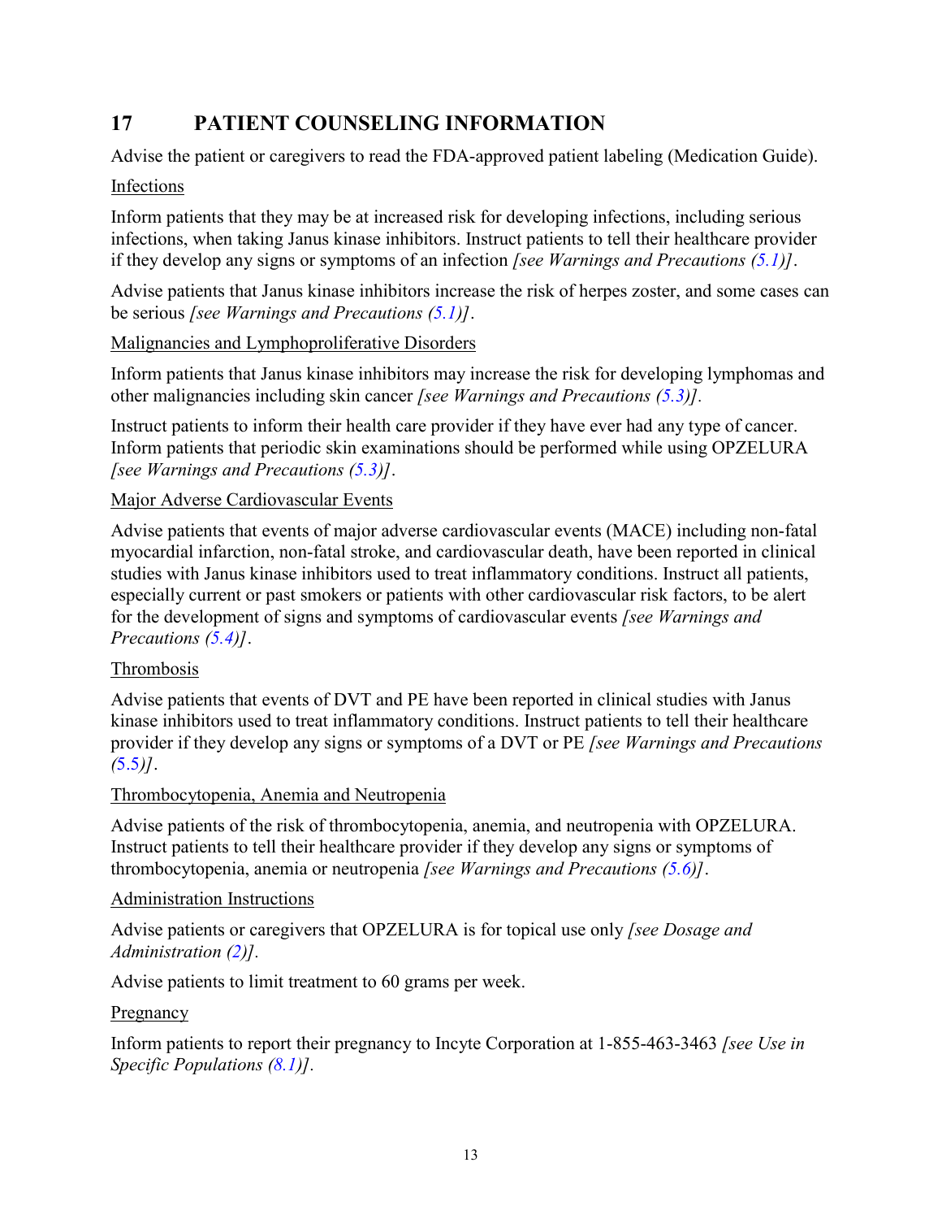## 17 PATIENT COUNSELING INFORMATION

Advise the patient or caregivers to read the FDA-approved patient labeling (Medication Guide).

Infections

Inform patients that they may be at increased risk for developing infections, including serious infections, when taking Janus kinase inhibitors. Instruct patients to tell their healthcare provider if they develop any signs or symptoms of an infection *[see Warnings and Precautions (5.1)]*.

Advise patients that Janus kinase inhibitors increase the risk of herpes zoster, and some cases can be serious *[see Warnings and Precautions (5.1)]*.

Malignancies and Lymphoproliferative Disorders

Inform patients that Janus kinase inhibitors may increase the risk for developing lymphomas and other malignancies including skin cancer *[see Warnings and Precautions (5.3)].*

Instruct patients to inform their health care provider if they have ever had any type of cancer. Inform patients that periodic skin examinations should be performed while using OPZELURA *[see Warnings and Precautions (5.3)]*.

Major Adverse Cardiovascular Events

Advise patients that events of major adverse cardiovascular events (MACE) including non-fatal myocardial infarction, non-fatal stroke, and cardiovascular death, have been reported in clinical studies with Janus kinase inhibitors used to treat inflammatory conditions. Instruct all patients, especially current or past smokers or patients with other cardiovascular risk factors, to be alert for the development of signs and symptoms of cardiovascular events *[see Warnings and Precautions (5.4)]*.

Thrombosis

Advise patients that events of DVT and PE have been reported in clinical studies with Janus kinase inhibitors used to treat inflammatory conditions. Instruct patients to tell their healthcare provider if they develop any signs or symptoms of a DVT or PE *[see Warnings and Precautions (5.5)]*.

Thrombocytopenia, Anemia and Neutropenia

Advise patients of the risk of thrombocytopenia, anemia, and neutropenia with OPZELURA. Instruct patients to tell their healthcare provider if they develop any signs or symptoms of thrombocytopenia, anemia or neutropenia *[see Warnings and Precautions (5.6)]*.

Administration Instructions

Advise patients or caregivers that OPZELURA is for topical use only *[see Dosage and Administration (2)].*

Advise patients to limit treatment to 60 grams per week.

Pregnancy

Inform patients to report their pregnancy to Incyte Corporation at 1-855-463-3463 *[see Use in Specific Populations (8.1)].*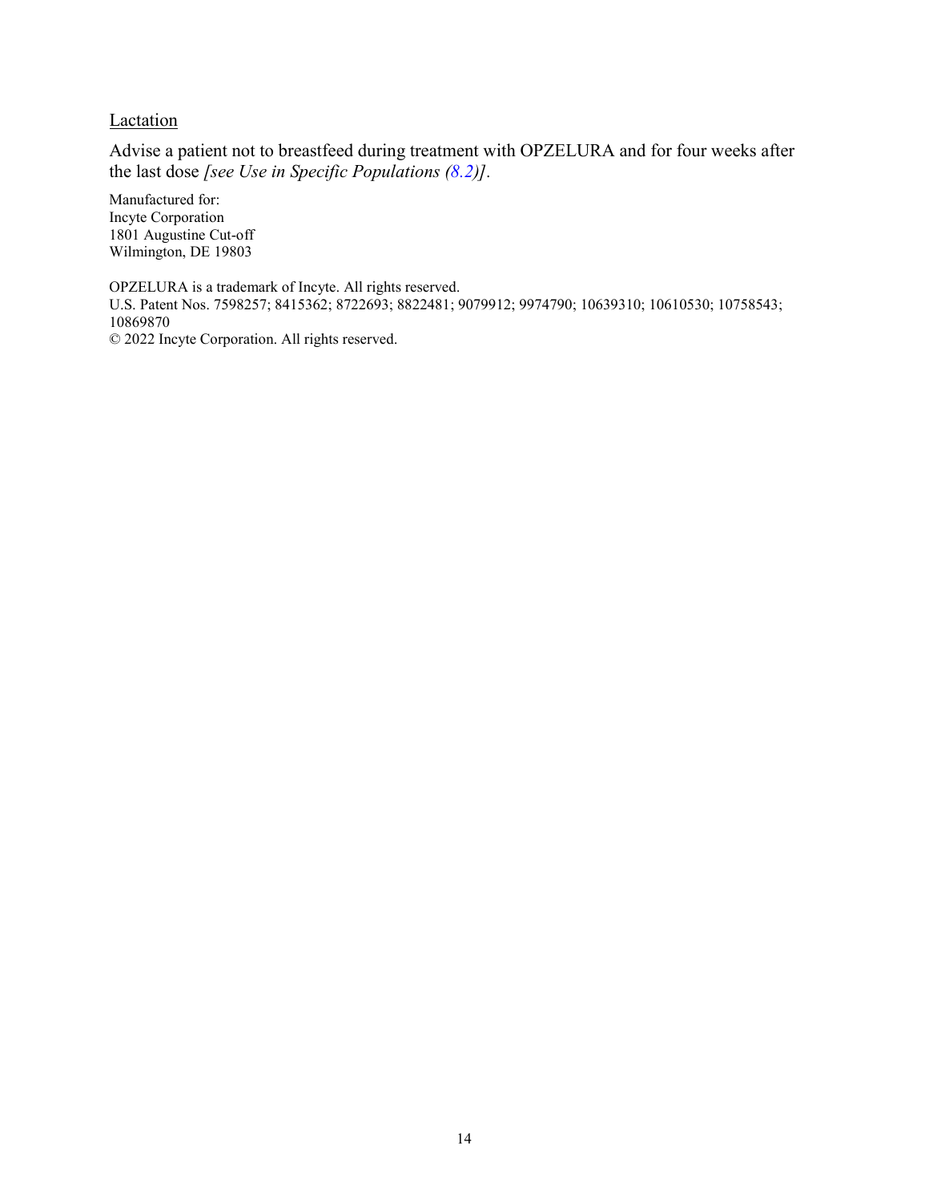Lactation

Advise a patient not to breastfeed during treatment with OPZELURA and for four weeks after the last dose *[see Use in Specific Populations (8.2)]*.

Manufactured for:
Incyte Corporation
1801 Augustine Cut-off
Wilmington, DE 19803

OPZELURA is a trademark of Incyte. All rights reserved.
U.S. Patent Nos. 7598257; 8415362; 8722693; 8822481; 9079912; 9974790; 10639310; 10610530; 10758543; 10869870
© 2022 Incyte Corporation. All rights reserved.